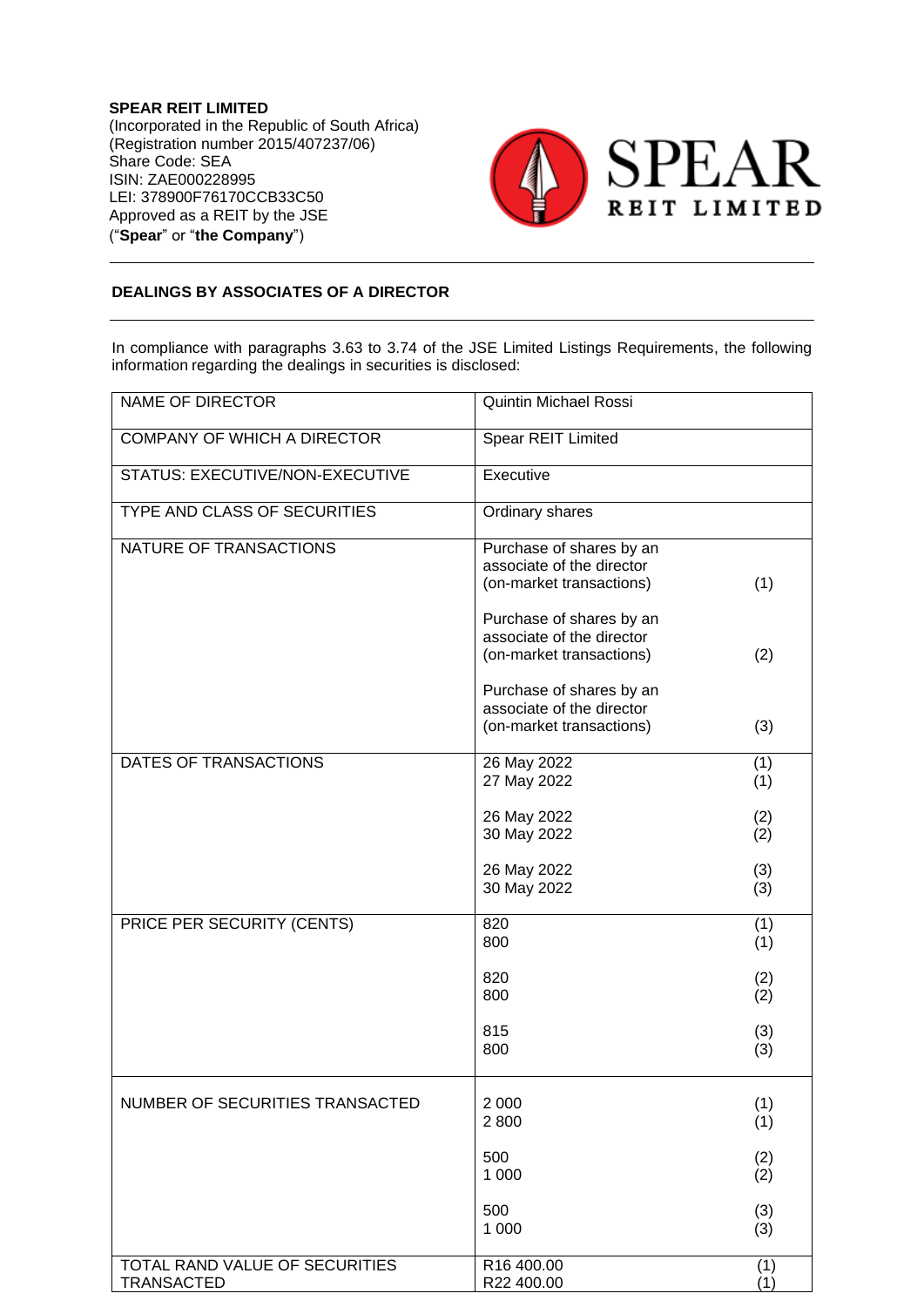**SPEAR REIT LIMITED**
(Incorporated in the Republic of South Africa)
(Registration number 2015/407237/06)
Share Code: SEA
ISIN: ZAE000228995
LEI: 378900F76170CCB33C50
Approved as a REIT by the JSE
("**Spear**" or "**the Company**")

**DEALINGS BY ASSOCIATES OF A DIRECTOR**

In compliance with paragraphs 3.63 to 3.74 of the JSE Limited Listings Requirements, the following information regarding the dealings in securities is disclosed:

| | | |
|---|---|---|
| NAME OF DIRECTOR | Quintin Michael Rossi | |
| COMPANY OF WHICH A DIRECTOR | Spear REIT Limited | |
| STATUS: EXECUTIVE/NON-EXECUTIVE | Executive | |
| TYPE AND CLASS OF SECURITIES | Ordinary shares | |
| NATURE OF TRANSACTIONS | Purchase of shares by an associate of the director (on-market transactions)<br><br>Purchase of shares by an associate of the director (on-market transactions)<br><br>Purchase of shares by an associate of the director (on-market transactions) | (1)<br><br>(2)<br><br>(3) |
| DATES OF TRANSACTIONS | 26 May 2022<br>27 May 2022<br><br>26 May 2022<br>30 May 2022<br><br>26 May 2022<br>30 May 2022 | (1)<br>(1)<br><br>(2)<br>(2)<br><br>(3)<br>(3) |
| PRICE PER SECURITY (CENTS) | 820<br>800<br><br>820<br>800<br><br>815<br>800 | (1)<br>(1)<br><br>(2)<br>(2)<br><br>(3)<br>(3) |
| NUMBER OF SECURITIES TRANSACTED | 2 000<br>2 800<br><br>500<br>1 000<br><br>500<br>1 000 | (1)<br>(1)<br><br>(2)<br>(2)<br><br>(3)<br>(3) |
| TOTAL RAND VALUE OF SECURITIES TRANSACTED | R16 400.00<br>R22 400.00 | (1)<br>(1) |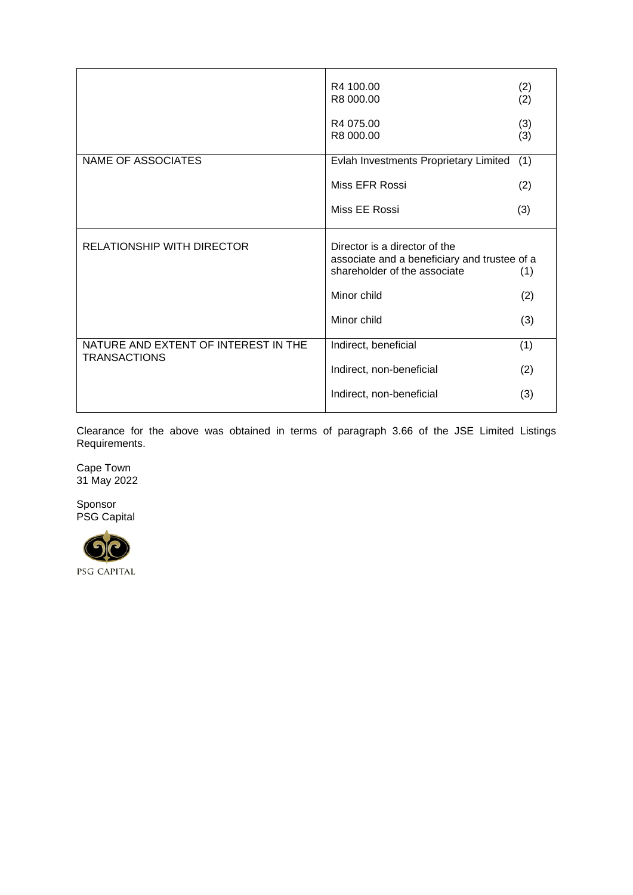| | |
|---|---|
| | R4 100.00 (2)<br>R8 000.00 (2)<br><br>R4 075.00 (3)<br>R8 000.00 (3) |
| NAME OF ASSOCIATES | Evlah Investments Proprietary Limited (1)<br><br>Miss EFR Rossi (2)<br><br>Miss EE Rossi (3) |
| RELATIONSHIP WITH DIRECTOR | Director is a director of the associate and a beneficiary and trustee of a shareholder of the associate (1)<br><br>Minor child (2)<br><br>Minor child (3) |
| NATURE AND EXTENT OF INTEREST IN THE TRANSACTIONS | Indirect, beneficial (1)<br><br>Indirect, non-beneficial (2)<br><br>Indirect, non-beneficial (3) |

Clearance for the above was obtained in terms of paragraph 3.66 of the JSE Limited Listings Requirements.

Cape Town
31 May 2022

Sponsor
PSG Capital

PSG CAPITAL